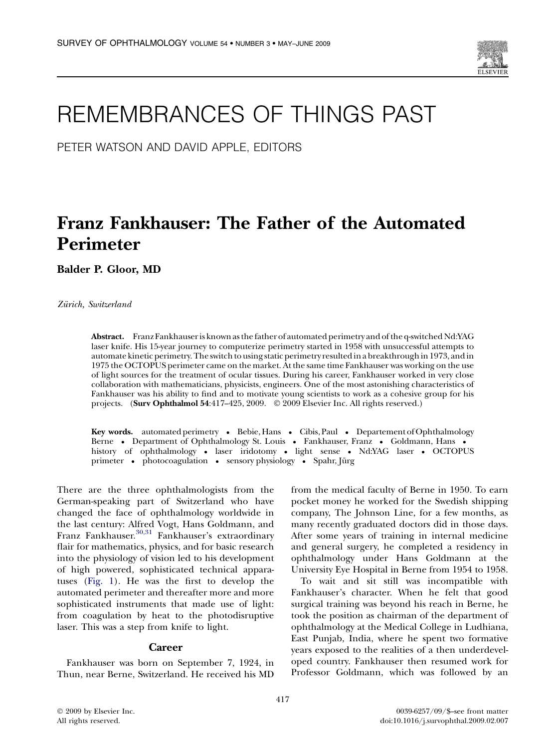# REMEMBRANCES OF THINGS PAST

PETER WATSON AND DAVID APPLE, EDITORS

## Franz Fankhauser: The Father of the Automated Perimeter

**Balder P. Gloor, MD**

*Zürich, Switzerland*

**Abstract.** Franz Fankhauser is known as the father of automated perimetry and of the q-switched Nd:YAG laser knife. His 15-year journey to computerize perimetry started in 1958 with unsuccessful attempts to automate kinetic perimetry. The switch to using static perimetry resulted in a breakthrough in 1973, and in 1975 the OCTOPUS perimeter came on the market. At the same time Fankhauser was working on the use of light sources for the treatment of ocular tissues. During his career, Fankhauser worked in very close collaboration with mathematicians, physicists, engineers. One of the most astonishing characteristics of Fankhauser was his ability to find and to motivate young scientists to work as a cohesive group for his projects. (**Surv Ophthalmol 54**:417–425, 2009. © 2009 Elsevier Inc. All rights reserved.)

**Key words.** automated perimetry • Bebie, Hans • Cibis, Paul • Departement of Ophthalmology Berne • Department of Ophthalmology St. Louis • Fankhauser, Franz • Goldmann, Hans • history of ophthalmology • laser iridotomy • light sense • Nd:YAG laser • OCTOPUS primeter • photocoagulation • sensory physiology • Spahr, Jürg

There are the three ophthalmologists from the German-speaking part of Switzerland who have changed the face of ophthalmology worldwide in the last century: Alfred Vogt, Hans Goldmann, and Franz Fankhauser.[30,31] Fankhauser's extraordinary flair for mathematics, physics, and for basic research into the physiology of vision led to his development of high powered, sophisticated technical apparatuses (Fig. 1). He was the first to develop the automated perimeter and thereafter more and more sophisticated instruments that made use of light: from coagulation by heat to the photodisruptive laser. This was a step from knife to light.

### Career

Fankhauser was born on September 7, 1924, in Thun, near Berne, Switzerland. He received his MD from the medical faculty of Berne in 1950. To earn pocket money he worked for the Swedish shipping company, The Johnson Line, for a few months, as many recently graduated doctors did in those days. After some years of training in internal medicine and general surgery, he completed a residency in ophthalmology under Hans Goldmann at the University Eye Hospital in Berne from 1954 to 1958.

To wait and sit still was incompatible with Fankhauser's character. When he felt that good surgical training was beyond his reach in Berne, he took the position as chairman of the department of ophthalmology at the Medical College in Ludhiana, East Punjab, India, where he spent two formative years exposed to the realities of a then underdeveloped country. Fankhauser then resumed work for Professor Goldmann, which was followed by an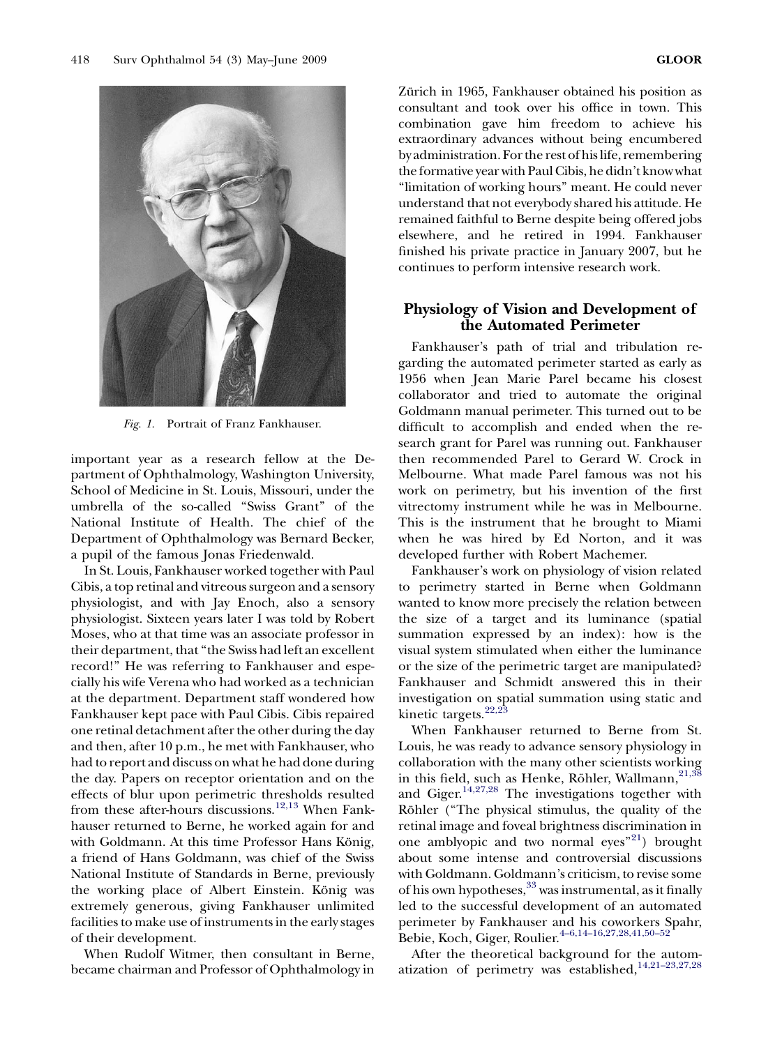Fig. 1. Portrait of Franz Fankhauser.

important year as a research fellow at the Department of Ophthalmology, Washington University, School of Medicine in St. Louis, Missouri, under the umbrella of the so-called "Swiss Grant" of the National Institute of Health. The chief of the Department of Ophthalmology was Bernard Becker, a pupil of the famous Jonas Friedenwald.

In St. Louis, Fankhauser worked together with Paul Cibis, a top retinal and vitreous surgeon and a sensory physiologist, and with Jay Enoch, also a sensory physiologist. Sixteen years later I was told by Robert Moses, who at that time was an associate professor in their department, that "the Swiss had left an excellent record!" He was referring to Fankhauser and especially his wife Verena who had worked as a technician at the department. Department staff wondered how Fankhauser kept pace with Paul Cibis. Cibis repaired one retinal detachment after the other during the day and then, after 10 p.m., he met with Fankhauser, who had to report and discuss on what he had done during the day. Papers on receptor orientation and on the effects of blur upon perimetric thresholds resulted from these after-hours discussions.[12,13] When Fankhauser returned to Berne, he worked again for and with Goldmann. At this time Professor Hans König, a friend of Hans Goldmann, was chief of the Swiss National Institute of Standards in Berne, previously the working place of Albert Einstein. König was extremely generous, giving Fankhauser unlimited facilities to make use of instruments in the early stages of their development.

When Rudolf Witmer, then consultant in Berne, became chairman and Professor of Ophthalmology in Zürich in 1965, Fankhauser obtained his position as consultant and took over his office in town. This combination gave him freedom to achieve his extraordinary advances without being encumbered by administration. For the rest of his life, remembering the formative year with Paul Cibis, he didn't know what "limitation of working hours" meant. He could never understand that not everybody shared his attitude. He remained faithful to Berne despite being offered jobs elsewhere, and he retired in 1994. Fankhauser finished his private practice in January 2007, but he continues to perform intensive research work.

## Physiology of Vision and Development of the Automated Perimeter

Fankhauser's path of trial and tribulation regarding the automated perimeter started as early as 1956 when Jean Marie Parel became his closest collaborator and tried to automate the original Goldmann manual perimeter. This turned out to be difficult to accomplish and ended when the research grant for Parel was running out. Fankhauser then recommended Parel to Gerard W. Crock in Melbourne. What made Parel famous was not his work on perimetry, but his invention of the first vitrectomy instrument while he was in Melbourne. This is the instrument that he brought to Miami when he was hired by Ed Norton, and it was developed further with Robert Machemer.

Fankhauser's work on physiology of vision related to perimetry started in Berne when Goldmann wanted to know more precisely the relation between the size of a target and its luminance (spatial summation expressed by an index): how is the visual system stimulated when either the luminance or the size of the perimetric target are manipulated? Fankhauser and Schmidt answered this in their investigation on spatial summation using static and kinetic targets.[22,23]

When Fankhauser returned to Berne from St. Louis, he was ready to advance sensory physiology in collaboration with the many other scientists working in this field, such as Henke, Röhler, Wallmann,[21,38] and Giger.[14,27,28] The investigations together with Röhler ("The physical stimulus, the quality of the retinal image and foveal brightness discrimination in one amblyopic and two normal eyes"[21]) brought about some intense and controversial discussions with Goldmann. Goldmann's criticism, to revise some of his own hypotheses,[33] was instrumental, as it finally led to the successful development of an automated perimeter by Fankhauser and his coworkers Spahr, Bebie, Koch, Giger, Roulier.[4–6,14–16,27,28,41,50–52]

After the theoretical background for the automatization of perimetry was established,[14,21–23,27,28]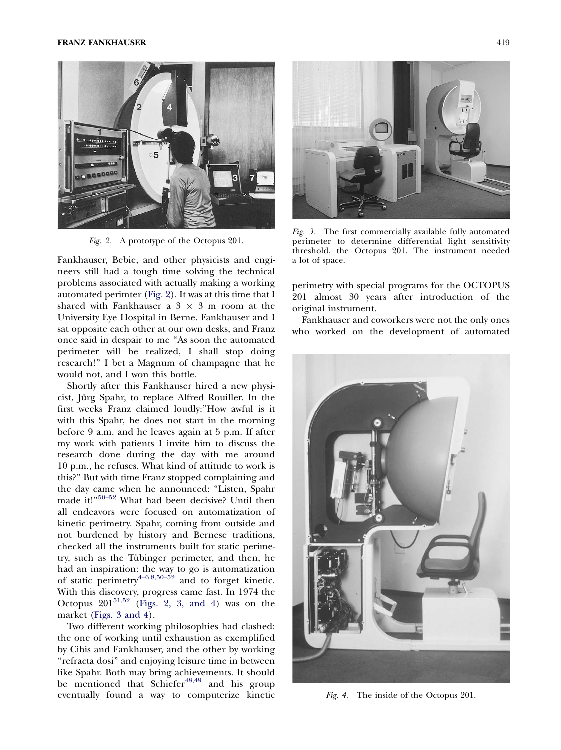Fig. 2. A prototype of the Octopus 201.

Fig. 3. The first commercially available fully automated perimeter to determine differential light sensitivity threshold, the Octopus 201. The instrument needed a lot of space.

Fankhauser, Bebie, and other physicists and engineers still had a tough time solving the technical problems associated with actually making a working automated perimter (Fig. 2). It was at this time that I shared with Fankhauser a 3 × 3 m room at the University Eye Hospital in Berne. Fankhauser and I sat opposite each other at our own desks, and Franz once said in despair to me "As soon the automated perimeter will be realized, I shall stop doing research!" I bet a Magnum of champagne that he would not, and I won this bottle.

Shortly after this Fankhauser hired a new physicist, Jürg Spahr, to replace Alfred Rouiller. In the first weeks Franz claimed loudly:"How awful is it with this Spahr, he does not start in the morning before 9 a.m. and he leaves again at 5 p.m. If after my work with patients I invite him to discuss the research done during the day with me around 10 p.m., he refuses. What kind of attitude to work is this?" But with time Franz stopped complaining and the day came when he announced: "Listen, Spahr made it!"[50–52] What had been decisive? Until then all endeavors were focused on automatization of kinetic perimetry. Spahr, coming from outside and not burdened by history and Bernese traditions, checked all the instruments built for static perimetry, such as the Tübinger perimeter, and then, he had an inspiration: the way to go is automatization of static perimetry[4–6,8,50–52] and to forget kinetic. With this discovery, progress came fast. In 1974 the Octopus 201[51,52] (Figs. 2, 3, and 4) was on the market (Figs. 3 and 4).

Two different working philosophies had clashed: the one of working until exhaustion as exemplified by Cibis and Fankhauser, and the other by working "refracta dosi" and enjoying leisure time in between like Spahr. Both may bring achievements. It should be mentioned that Schiefer[48,49] and his group eventually found a way to computerize kinetic perimetry with special programs for the OCTOPUS 201 almost 30 years after introduction of the original instrument.

Fankhauser and coworkers were not the only ones who worked on the development of automated

Fig. 4. The inside of the Octopus 201.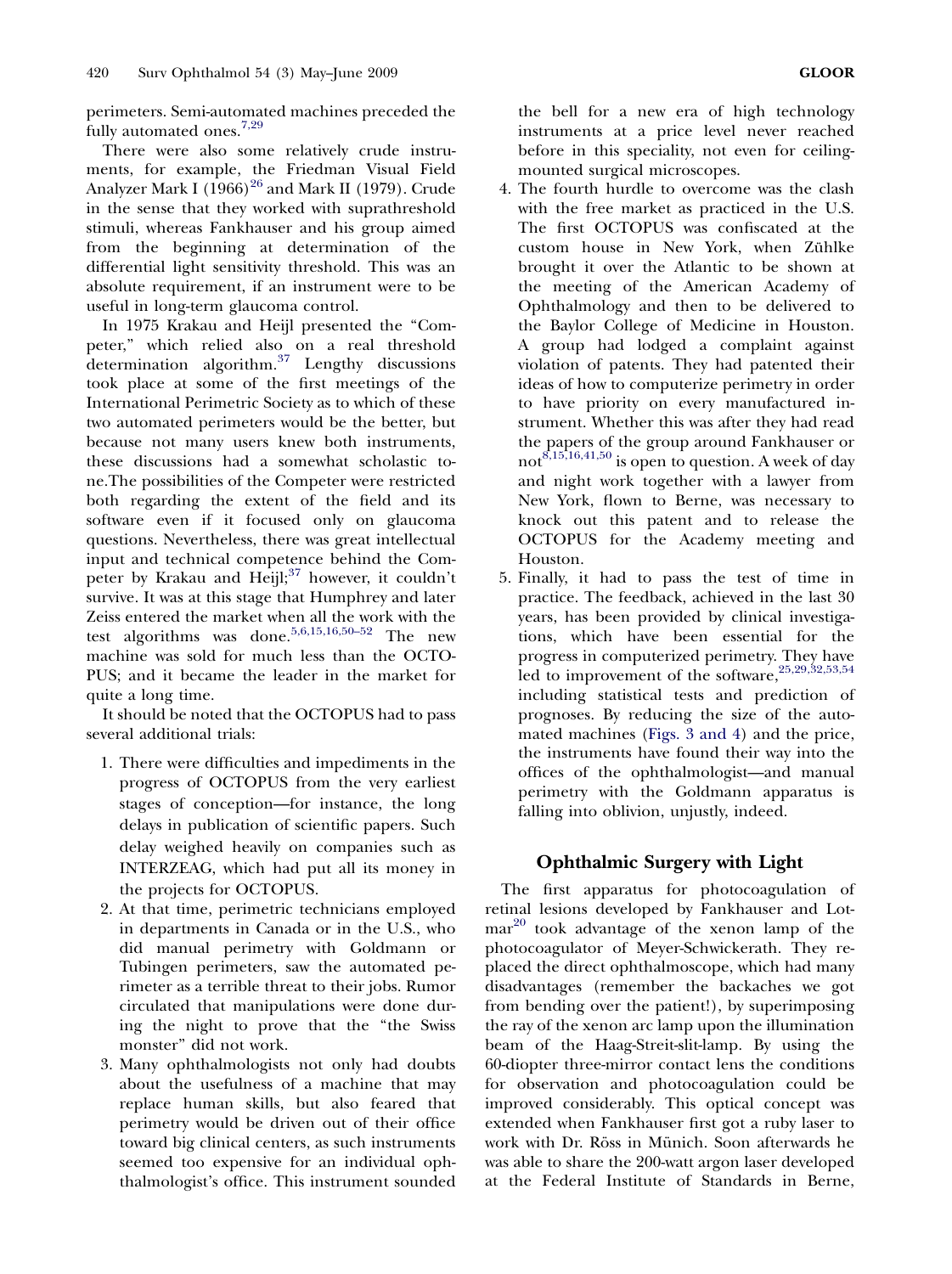perimeters. Semi-automated machines preceded the fully automated ones.[7,29]

There were also some relatively crude instruments, for example, the Friedman Visual Field Analyzer Mark I (1966)[26] and Mark II (1979). Crude in the sense that they worked with suprathreshold stimuli, whereas Fankhauser and his group aimed from the beginning at determination of the differential light sensitivity threshold. This was an absolute requirement, if an instrument were to be useful in long-term glaucoma control.

In 1975 Krakau and Heijl presented the "Competer," which relied also on a real threshold determination algorithm.[37] Lengthy discussions took place at some of the first meetings of the International Perimetric Society as to which of these two automated perimeters would be the better, but because not many users knew both instruments, these discussions had a somewhat scholastic tone.The possibilities of the Competer were restricted both regarding the extent of the field and its software even if it focused only on glaucoma questions. Nevertheless, there was great intellectual input and technical competence behind the Competer by Krakau and Heijl;[37] however, it couldn't survive. It was at this stage that Humphrey and later Zeiss entered the market when all the work with the test algorithms was done.[5,6,15,16,50–52] The new machine was sold for much less than the OCTOPUS; and it became the leader in the market for quite a long time.

It should be noted that the OCTOPUS had to pass several additional trials:

1. There were difficulties and impediments in the progress of OCTOPUS from the very earliest stages of conception—for instance, the long delays in publication of scientific papers. Such delay weighed heavily on companies such as INTERZEAG, which had put all its money in the projects for OCTOPUS.
2. At that time, perimetric technicians employed in departments in Canada or in the U.S., who did manual perimetry with Goldmann or Tubingen perimeters, saw the automated perimeter as a terrible threat to their jobs. Rumor circulated that manipulations were done during the night to prove that the "the Swiss monster" did not work.
3. Many ophthalmologists not only had doubts about the usefulness of a machine that may replace human skills, but also feared that perimetry would be driven out of their office toward big clinical centers, as such instruments seemed too expensive for an individual ophthalmologist's office. This instrument sounded the bell for a new era of high technology instruments at a price level never reached before in this speciality, not even for ceiling-mounted surgical microscopes.
4. The fourth hurdle to overcome was the clash with the free market as practiced in the U.S. The first OCTOPUS was confiscated at the custom house in New York, when Zühlke brought it over the Atlantic to be shown at the meeting of the American Academy of Ophthalmology and then to be delivered to the Baylor College of Medicine in Houston. A group had lodged a complaint against violation of patents. They had patented their ideas of how to computerize perimetry in order to have priority on every manufactured instrument. Whether this was after they had read the papers of the group around Fankhauser or not[8,15,16,41,50] is open to question. A week of day and night work together with a lawyer from New York, flown to Berne, was necessary to knock out this patent and to release the OCTOPUS for the Academy meeting and Houston.
5. Finally, it had to pass the test of time in practice. The feedback, achieved in the last 30 years, has been provided by clinical investigations, which have been essential for the progress in computerized perimetry. They have led to improvement of the software,[25,29,32,53,54] including statistical tests and prediction of prognoses. By reducing the size of the automated machines (Figs. 3 and 4) and the price, the instruments have found their way into the offices of the ophthalmologist—and manual perimetry with the Goldmann apparatus is falling into oblivion, unjustly, indeed.

## Ophthalmic Surgery with Light

The first apparatus for photocoagulation of retinal lesions developed by Fankhauser and Lotmar[20] took advantage of the xenon lamp of the photocoagulator of Meyer-Schwickerath. They replaced the direct ophthalmoscope, which had many disadvantages (remember the backaches we got from bending over the patient!), by superimposing the ray of the xenon arc lamp upon the illumination beam of the Haag-Streit-slit-lamp. By using the 60-diopter three-mirror contact lens the conditions for observation and photocoagulation could be improved considerably. This optical concept was extended when Fankhauser first got a ruby laser to work with Dr. Röss in Münich. Soon afterwards he was able to share the 200-watt argon laser developed at the Federal Institute of Standards in Berne,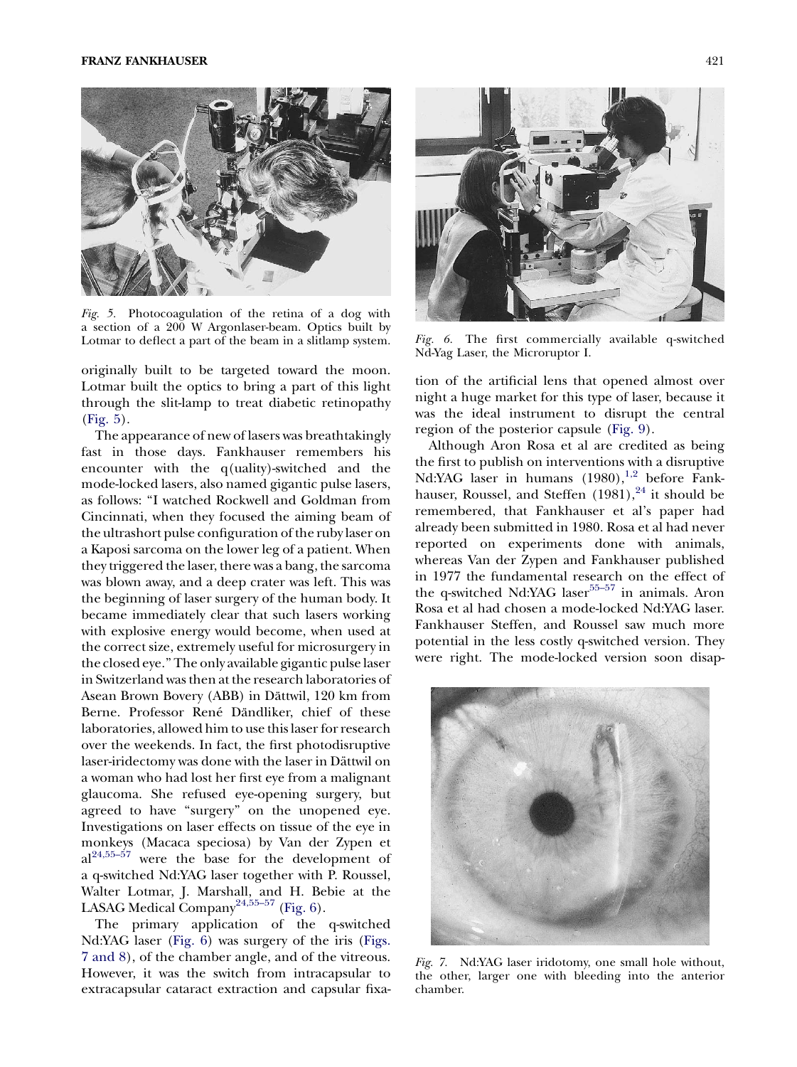*Fig. 5.* Photocoagulation of the retina of a dog with a section of a 200 W Argonlaser-beam. Optics built by Lotmar to deflect a part of the beam in a slitlamp system.

originally built to be targeted toward the moon. Lotmar built the optics to bring a part of this light through the slit-lamp to treat diabetic retinopathy (Fig. 5).

The appearance of new of lasers was breathtakingly fast in those days. Fankhauser remembers his encounter with the q(uality)-switched and the mode-locked lasers, also named gigantic pulse lasers, as follows: "I watched Rockwell and Goldman from Cincinnati, when they focused the aiming beam of the ultrashort pulse configuration of the ruby laser on a Kaposi sarcoma on the lower leg of a patient. When they triggered the laser, there was a bang, the sarcoma was blown away, and a deep crater was left. This was the beginning of laser surgery of the human body. It became immediately clear that such lasers working with explosive energy would become, when used at the correct size, extremely useful for microsurgery in the closed eye." The only available gigantic pulse laser in Switzerland was then at the research laboratories of Asean Brown Bovery (ABB) in Dättwil, 120 km from Berne. Professor René Dändliker, chief of these laboratories, allowed him to use this laser for research over the weekends. In fact, the first photodisruptive laser-iridectomy was done with the laser in Dättwil on a woman who had lost her first eye from a malignant glaucoma. She refused eye-opening surgery, but agreed to have "surgery" on the unopened eye. Investigations on laser effects on tissue of the eye in monkeys (Macaca speciosa) by Van der Zypen et al[24,55–57] were the base for the development of a q-switched Nd:YAG laser together with P. Roussel, Walter Lotmar, J. Marshall, and H. Bebie at the LASAG Medical Company[24,55–57] (Fig. 6).

The primary application of the q-switched Nd:YAG laser (Fig. 6) was surgery of the iris (Figs. 7 and 8), of the chamber angle, and of the vitreous. However, it was the switch from intracapsular to extracapsular cataract extraction and capsular fixation of the artificial lens that opened almost over night a huge market for this type of laser, because it was the ideal instrument to disrupt the central region of the posterior capsule (Fig. 9).

*Fig. 6.* The first commercially available q-switched Nd-Yag Laser, the Microruptor I.

Although Aron Rosa et al are credited as being the first to publish on interventions with a disruptive Nd:YAG laser in humans (1980),[1,2] before Fankhauser, Roussel, and Steffen (1981),[24] it should be remembered, that Fankhauser et al's paper had already been submitted in 1980. Rosa et al had never reported on experiments done with animals, whereas Van der Zypen and Fankhauser published in 1977 the fundamental research on the effect of the q-switched Nd:YAG laser[55–57] in animals. Aron Rosa et al had chosen a mode-locked Nd:YAG laser. Fankhauser Steffen, and Roussel saw much more potential in the less costly q-switched version. They were right. The mode-locked version soon disap-

*Fig. 7.* Nd:YAG laser iridotomy, one small hole without, the other, larger one with bleeding into the anterior chamber.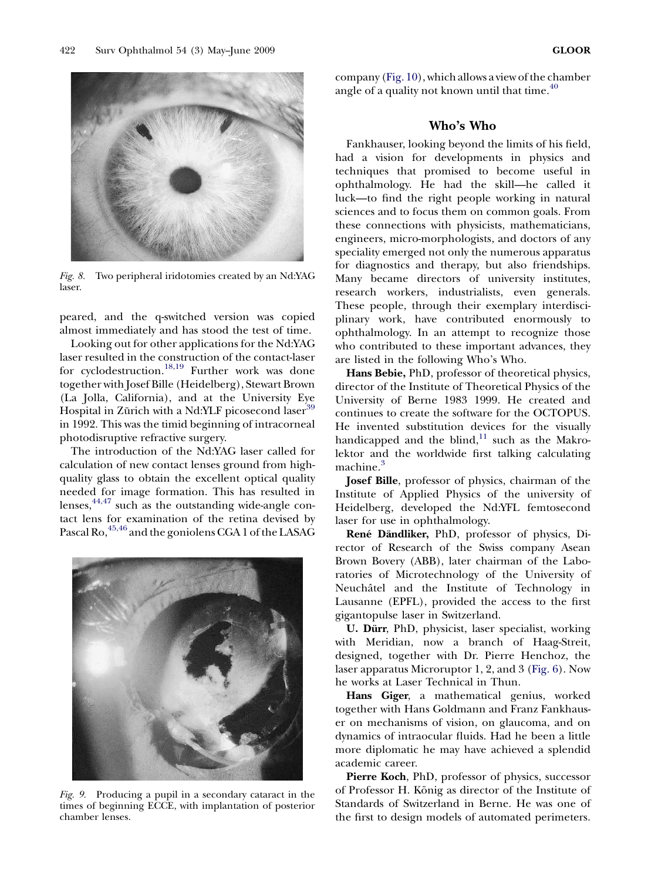*Fig. 8.* Two peripheral iridotomies created by an Nd:YAG laser.

peared, and the q-switched version was copied almost immediately and has stood the test of time.

Looking out for other applications for the Nd:YAG laser resulted in the construction of the contact-laser for cyclodestruction.[18,19] Further work was done together with Josef Bille (Heidelberg), Stewart Brown (La Jolla, California), and at the University Eye Hospital in Zürich with a Nd:YLF picosecond laser[39] in 1992. This was the timid beginning of intracorneal photodisruptive refractive surgery.

The introduction of the Nd:YAG laser called for calculation of new contact lenses ground from high-quality glass to obtain the excellent optical quality needed for image formation. This has resulted in lenses,[44,47] such as the outstanding wide-angle contact lens for examination of the retina devised by Pascal Ro,[45,46] and the goniolens CGA 1 of the LASAG company (Fig. 10), which allows a view of the chamber angle of a quality not known until that time.[40]

*Fig. 9.* Producing a pupil in a secondary cataract in the times of beginning ECCE, with implantation of posterior chamber lenses.

## Who's Who

Fankhauser, looking beyond the limits of his field, had a vision for developments in physics and techniques that promised to become useful in ophthalmology. He had the skill—he called it luck—to find the right people working in natural sciences and to focus them on common goals. From these connections with physicists, mathematicians, engineers, micro-morphologists, and doctors of any speciality emerged not only the numerous apparatus for diagnostics and therapy, but also friendships. Many became directors of university institutes, research workers, industrialists, even generals. These people, through their exemplary interdisciplinary work, have contributed enormously to ophthalmology. In an attempt to recognize those who contributed to these important advances, they are listed in the following Who's Who.

**Hans Bebie,** PhD, professor of theoretical physics, director of the Institute of Theoretical Physics of the University of Berne 1983 1999. He created and continues to create the software for the OCTOPUS. He invented substitution devices for the visually handicapped and the blind,[11] such as the Makrolektor and the worldwide first talking calculating machine.[3]

**Josef Bille**, professor of physics, chairman of the Institute of Applied Physics of the university of Heidelberg, developed the Nd:YFL femtosecond laser for use in ophthalmology.

**René Dändliker,** PhD, professor of physics, Director of Research of the Swiss company Asean Brown Bovery (ABB), later chairman of the Laboratories of Microtechnology of the University of Neuchâtel and the Institute of Technology in Lausanne (EPFL), provided the access to the first gigantopulse laser in Switzerland.

**U. Dürr**, PhD, physicist, laser specialist, working with Meridian, now a branch of Haag-Streit, designed, together with Dr. Pierre Henchoz, the laser apparatus Microruptor 1, 2, and 3 (Fig. 6). Now he works at Laser Technical in Thun.

**Hans Giger**, a mathematical genius, worked together with Hans Goldmann and Franz Fankhauser on mechanisms of vision, on glaucoma, and on dynamics of intraocular fluids. Had he been a little more diplomatic he may have achieved a splendid academic career.

**Pierre Koch**, PhD, professor of physics, successor of Professor H. König as director of the Institute of Standards of Switzerland in Berne. He was one of the first to design models of automated perimeters.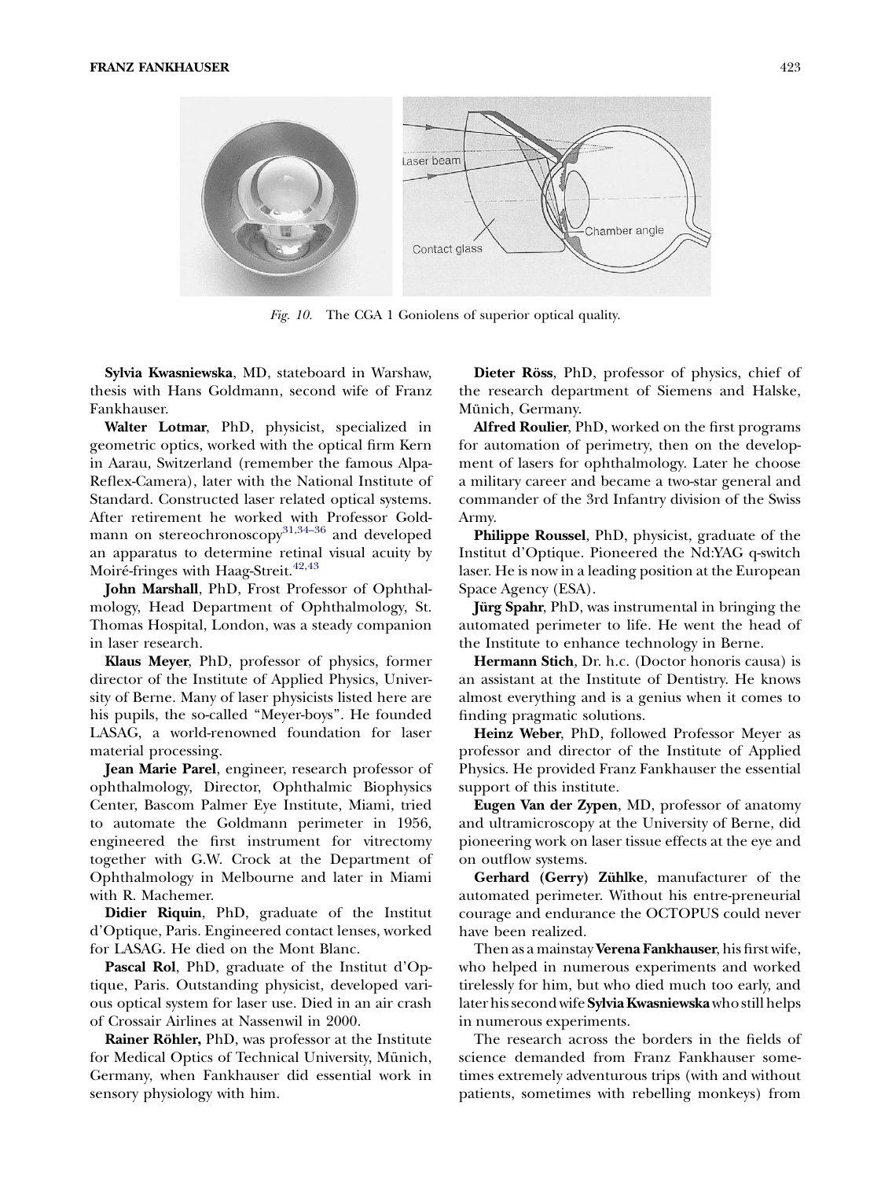*Fig. 10.* The CGA 1 Goniolens of superior optical quality.

**Sylvia Kwasniewska**, MD, stateboard in Warshaw, thesis with Hans Goldmann, second wife of Franz Fankhauser.

**Walter Lotmar**, PhD, physicist, specialized in geometric optics, worked with the optical firm Kern in Aarau, Switzerland (remember the famous Alpa-Reflex-Camera), later with the National Institute of Standard. Constructed laser related optical systems. After retirement he worked with Professor Goldmann on stereochronoscopy[31,34–36] and developed an apparatus to determine retinal visual acuity by Moiré-fringes with Haag-Streit.[42,43]

**John Marshall**, PhD, Frost Professor of Ophthalmology, Head Department of Ophthalmology, St. Thomas Hospital, London, was a steady companion in laser research.

**Klaus Meyer**, PhD, professor of physics, former director of the Institute of Applied Physics, University of Berne. Many of laser physicists listed here are his pupils, the so-called "Meyer-boys". He founded LASAG, a world-renowned foundation for laser material processing.

**Jean Marie Parel**, engineer, research professor of ophthalmology, Director, Ophthalmic Biophysics Center, Bascom Palmer Eye Institute, Miami, tried to automate the Goldmann perimeter in 1956, engineered the first instrument for vitrectomy together with G.W. Crock at the Department of Ophthalmology in Melbourne and later in Miami with R. Machemer.

**Didier Riquin**, PhD, graduate of the Institut d'Optique, Paris. Engineered contact lenses, worked for LASAG. He died on the Mont Blanc.

**Pascal Rol**, PhD, graduate of the Institut d'Optique, Paris. Outstanding physicist, developed various optical system for laser use. Died in an air crash of Crossair Airlines at Nassenwil in 2000.

**Rainer Röhler,** PhD, was professor at the Institute for Medical Optics of Technical University, Münich, Germany, when Fankhauser did essential work in sensory physiology with him.

**Dieter Röss**, PhD, professor of physics, chief of the research department of Siemens and Halske, Münich, Germany.

**Alfred Roulier**, PhD, worked on the first programs for automation of perimetry, then on the development of lasers for ophthalmology. Later he choose a military career and became a two-star general and commander of the 3rd Infantry division of the Swiss Army.

**Philippe Roussel**, PhD, physicist, graduate of the Institut d'Optique. Pioneered the Nd:YAG q-switch laser. He is now in a leading position at the European Space Agency (ESA).

**Jürg Spahr**, PhD, was instrumental in bringing the automated perimeter to life. He went the head of the Institute to enhance technology in Berne.

**Hermann Stich**, Dr. h.c. (Doctor honoris causa) is an assistant at the Institute of Dentistry. He knows almost everything and is a genius when it comes to finding pragmatic solutions.

**Heinz Weber**, PhD, followed Professor Meyer as professor and director of the Institute of Applied Physics. He provided Franz Fankhauser the essential support of this institute.

**Eugen Van der Zypen**, MD, professor of anatomy and ultramicroscopy at the University of Berne, did pioneering work on laser tissue effects at the eye and on outflow systems.

**Gerhard (Gerry) Zühlke**, manufacturer of the automated perimeter. Without his entre-preneurial courage and endurance the OCTOPUS could never have been realized.

Then as a mainstay **Verena Fankhauser**, his first wife, who helped in numerous experiments and worked tirelessly for him, but who died much too early, and later his second wife **Sylvia Kwasniewska** who still helps in numerous experiments.

The research across the borders in the fields of science demanded from Franz Fankhauser sometimes extremely adventurous trips (with and without patients, sometimes with rebelling monkeys) from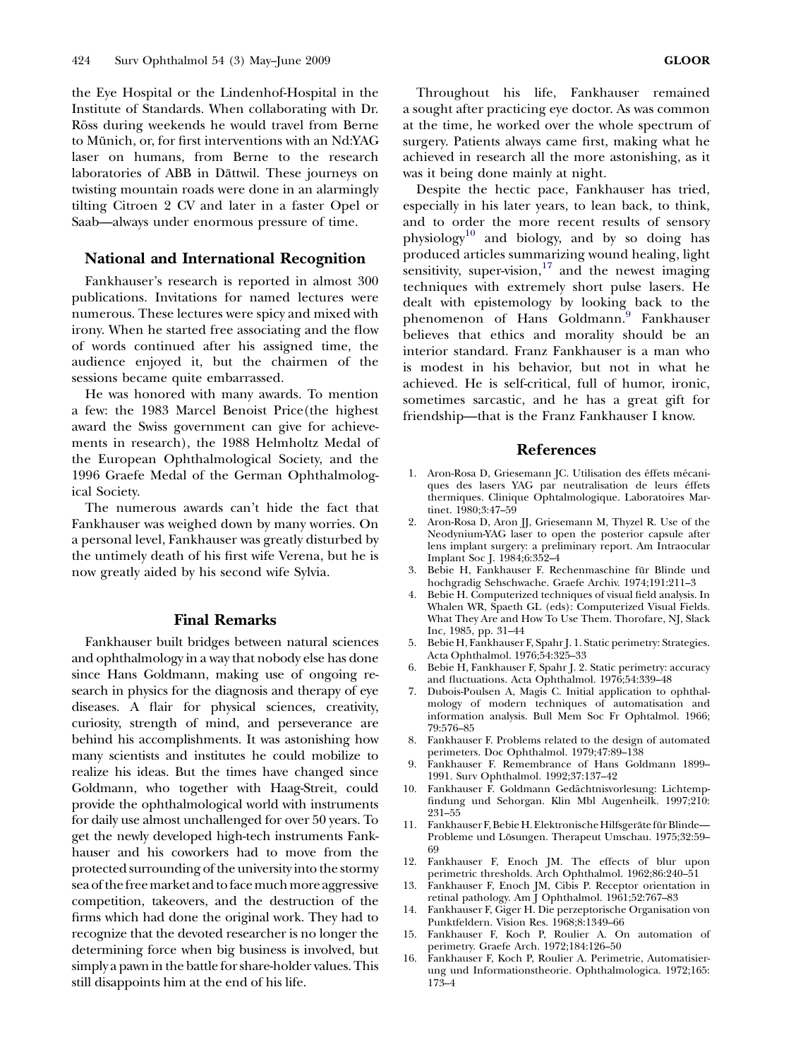the Eye Hospital or the Lindenhof-Hospital in the Institute of Standards. When collaborating with Dr. Röss during weekends he would travel from Berne to Münich, or, for first interventions with an Nd:YAG laser on humans, from Berne to the research laboratories of ABB in Dättwil. These journeys on twisting mountain roads were done in an alarmingly tilting Citroen 2 CV and later in a faster Opel or Saab—always under enormous pressure of time.

## National and International Recognition

Fankhauser's research is reported in almost 300 publications. Invitations for named lectures were numerous. These lectures were spicy and mixed with irony. When he started free associating and the flow of words continued after his assigned time, the audience enjoyed it, but the chairmen of the sessions became quite embarrassed.

He was honored with many awards. To mention a few: the 1983 Marcel Benoist Price(the highest award the Swiss government can give for achievements in research), the 1988 Helmholtz Medal of the European Ophthalmological Society, and the 1996 Graefe Medal of the German Ophthalmological Society.

The numerous awards can't hide the fact that Fankhauser was weighed down by many worries. On a personal level, Fankhauser was greatly disturbed by the untimely death of his first wife Verena, but he is now greatly aided by his second wife Sylvia.

## Final Remarks

Fankhauser built bridges between natural sciences and ophthalmology in a way that nobody else has done since Hans Goldmann, making use of ongoing research in physics for the diagnosis and therapy of eye diseases. A flair for physical sciences, creativity, curiosity, strength of mind, and perseverance are behind his accomplishments. It was astonishing how many scientists and institutes he could mobilize to realize his ideas. But the times have changed since Goldmann, who together with Haag-Streit, could provide the ophthalmological world with instruments for daily use almost unchallenged for over 50 years. To get the newly developed high-tech instruments Fankhauser and his coworkers had to move from the protected surrounding of the university into the stormy sea of the free market and to face much more aggressive competition, takeovers, and the destruction of the firms which had done the original work. They had to recognize that the devoted researcher is no longer the determining force when big business is involved, but simply a pawn in the battle for share-holder values. This still disappoints him at the end of his life.

Throughout his life, Fankhauser remained a sought after practicing eye doctor. As was common at the time, he worked over the whole spectrum of surgery. Patients always came first, making what he achieved in research all the more astonishing, as it was it being done mainly at night.

Despite the hectic pace, Fankhauser has tried, especially in his later years, to lean back, to think, and to order the more recent results of sensory physiology[10] and biology, and by so doing has produced articles summarizing wound healing, light sensitivity, super-vision,[17] and the newest imaging techniques with extremely short pulse lasers. He dealt with epistemology by looking back to the phenomenon of Hans Goldmann.[9] Fankhauser believes that ethics and morality should be an interior standard. Franz Fankhauser is a man who is modest in his behavior, but not in what he achieved. He is self-critical, full of humor, ironic, sometimes sarcastic, and he has a great gift for friendship—that is the Franz Fankhauser I know.

## References

1. Aron-Rosa D, Griesemann JC. Utilisation des éffets mécaniques des lasers YAG par neutralisation de leurs éffets thermiques. Clinique Ophtalmologique. Laboratoires Martinet. 1980;3:47–59
2. Aron-Rosa D, Aron JJ, Griesemann M, Thyzel R. Use of the Neodynium-YAG laser to open the posterior capsule after lens implant surgery: a preliminary report. Am Intraocular Implant Soc J. 1984;6:352–4
3. Bebie H, Fankhauser F. Rechenmaschine für Blinde und hochgradig Sehschwache. Graefe Archiv. 1974;191:211–3
4. Bebie H. Computerized techniques of visual field analysis. In Whalen WR, Spaeth GL (eds): Computerized Visual Fields. What They Are and How To Use Them. Thorofare, NJ, Slack Inc, 1985, pp. 31–44
5. Bebie H, Fankhauser F, Spahr J. 1. Static perimetry: Strategies. Acta Ophthalmol. 1976;54:325–33
6. Bebie H, Fankhauser F, Spahr J. 2. Static perimetry: accuracy and fluctuations. Acta Ophthalmol. 1976;54:339–48
7. Dubois-Poulsen A, Magis C. Initial application to ophthalmology of modern techniques of automatisation and information analysis. Bull Mem Soc Fr Ophtalmol. 1966; 79:576–85
8. Fankhauser F. Problems related to the design of automated perimeters. Doc Ophthalmol. 1979;47:89–138
9. Fankhauser F. Remembrance of Hans Goldmann 1899–1991. Surv Ophthalmol. 1992;37:137–42
10. Fankhauser F. Goldmann Gedächtnisvorlesung: Lichtempfindung und Sehorgan. Klin Mbl Augenheilk. 1997;210: 231–55
11. Fankhauser F, Bebie H. Elektronische Hilfsgeräte für Blinde—Probleme und Lösungen. Therapeut Umschau. 1975;32:59–69
12. Fankhauser F, Enoch JM. The effects of blur upon perimetric thresholds. Arch Ophthalmol. 1962;86:240–51
13. Fankhauser F, Enoch JM, Cibis P. Receptor orientation in retinal pathology. Am J Ophthalmol. 1961;52:767–83
14. Fankhauser F, Giger H. Die perzeptorische Organisation von Punktfeldern. Vision Res. 1968;8:1349–66
15. Fankhauser F, Koch P, Roulier A. On automation of perimetry. Graefe Arch. 1972;184:126–50
16. Fankhauser F, Koch P, Roulier A. Perimetrie, Automatisierung und Informationstheorie. Ophthalmologica. 1972;165: 173–4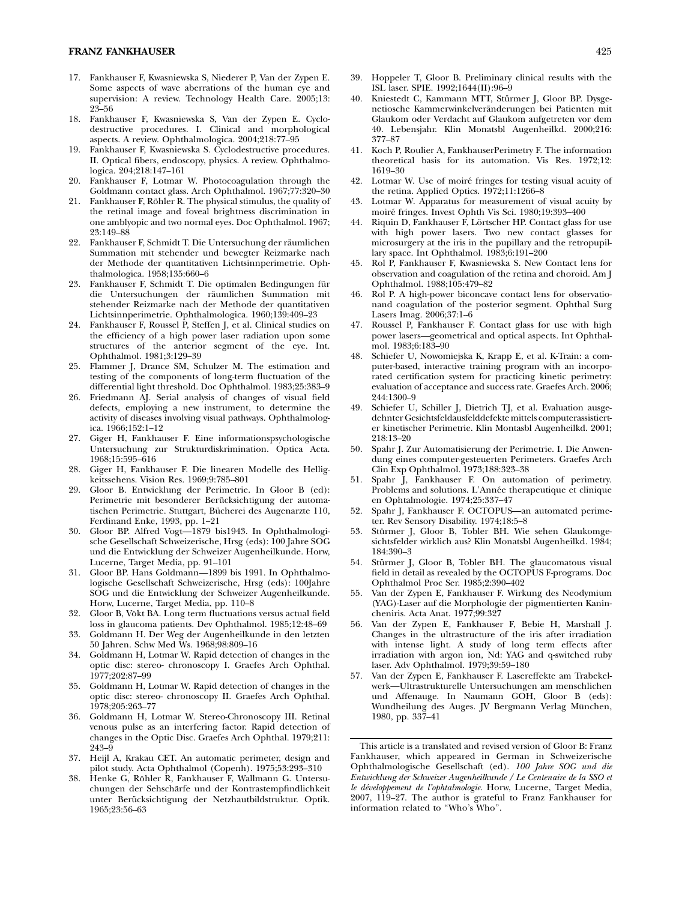17. Fankhauser F, Kwasniewska S, Niederer P, Van der Zypen E. Some aspects of wave aberrations of the human eye and supervision: A review. Technology Health Care. 2005;13: 23–56
18. Fankhauser F, Kwasniewska S, Van der Zypen E. Cyclodestructive procedures. I. Clinical and morphological aspects. A review. Ophthalmologica. 2004;218:77–95
19. Fankhauser F, Kwasniewska S. Cyclodestructive procedures. II. Optical fibers, endoscopy, physics. A review. Ophthalmologica. 204;218:147–161
20. Fankhauser F, Lotmar W. Photocoagulation through the Goldmann contact glass. Arch Ophthalmol. 1967;77:320–30
21. Fankhauser F, Röhler R. The physical stimulus, the quality of the retinal image and foveal brightness discrimination in one amblyopic and two normal eyes. Doc Ophthalmol. 1967; 23:149–88
22. Fankhauser F, Schmidt T. Die Untersuchung der räumlichen Summation mit stehender und bewegter Reizmarke nach der Methode der quantitativen Lichtsinnperimetrie. Ophthalmologica. 1958;135:660–6
23. Fankhauser F, Schmidt T. Die optimalen Bedingungen für die Untersuchungen der räumlichen Summation mit stehender Reizmarke nach der Methode der quantitativen Lichtsinnperimetrie. Ophthalmologica. 1960;139:409–23
24. Fankhauser F, Roussel P, Steffen J, et al. Clinical studies on the efficiency of a high power laser radiation upon some structures of the anterior segment of the eye. Int. Ophthalmol. 1981;3:129–39
25. Flammer J, Drance SM, Schulzer M. The estimation and testing of the components of long-term fluctuation of the differential light threshold. Doc Ophthalmol. 1983;25:383–9
26. Friedmann AJ. Serial analysis of changes of visual field defects, employing a new instrument, to determine the activity of diseases involving visual pathways. Ophthalmologica. 1966;152:1–12
27. Giger H, Fankhauser F. Eine informationspsychologische Untersuchung zur Strukturdiskrimination. Optica Acta. 1968;15:595–616
28. Giger H, Fankhauser F. Die linearen Modelle des Helligkeitssehens. Vision Res. 1969;9:785–801
29. Gloor B. Entwicklung der Perimetrie. In Gloor B (ed): Perimetrie mit besonderer Berücksichtigung der automatischen Perimetrie. Stuttgart, Bücherei des Augenarzte 110, Ferdinand Enke, 1993, pp. 1–21
30. Gloor BP. Alfred Vogt—1879 bis1943. In Ophthalmologische Gesellschaft Schweizerische, Hrsg (eds): 100 Jahre SOG und die Entwicklung der Schweizer Augenheilkunde. Horw, Lucerne, Target Media, pp. 91–101
31. Gloor BP. Hans Goldmann—1899 bis 1991. In Ophthalmologische Gesellschaft Schweizerische, Hrsg (eds): 100Jahre SOG und die Entwicklung der Schweizer Augenheilkunde. Horw, Lucerne, Target Media, pp. 110–8
32. Gloor B, Vökt BA. Long term fluctuations versus actual field loss in glaucoma patients. Dev Ophthalmol. 1985;12:48–69
33. Goldmann H. Der Weg der Augenheilkunde in den letzten 50 Jahren. Schw Med Ws. 1968;98:809–16
34. Goldmann H, Lotmar W. Rapid detection of changes in the optic disc: stereo- chronoscopy I. Graefes Arch Ophthal. 1977;202:87–99
35. Goldmann H, Lotmar W. Rapid detection of changes in the optic disc: stereo- chronoscopy II. Graefes Arch Ophthal. 1978;205:263–77
36. Goldmann H, Lotmar W. Stereo-Chronoscopy III. Retinal venous pulse as an interfering factor. Rapid detection of changes in the Optic Disc. Graefes Arch Ophthal. 1979;211: 243–9
37. Heijl A, Krakau CET. An automatic perimeter, design and pilot study. Acta Ophthalmol (Copenh). 1975;53:293–310
38. Henke G, Röhler R, Fankhauser F, Wallmann G. Untersuchungen der Sehschärfe und der Kontrastempfindlichkeit unter Berücksichtigung der Netzhautbildstruktur. Optik. 1965;23:56–63
39. Hoppeler T, Gloor B. Preliminary clinical results with the ISL laser. SPIE. 1992;1644(II):96–9
40. Kniestedt C, Kammann MTT, Stürmer J, Gloor BP. Dysgenetiosche Kammerwinkelveränderungen bei Patienten mit Glaukom oder Verdacht auf Glaukom aufgetreten vor dem 40. Lebensjahr. Klin Monatsbl Augenheilkd. 2000;216: 377–87
41. Koch P, Roulier A, FankhauserPerimetry F. The information theoretical basis for its automation. Vis Res. 1972;12: 1619–30
42. Lotmar W. Use of moiré fringes for testing visual acuity of the retina. Applied Optics. 1972;11:1266–8
43. Lotmar W. Apparatus for measurement of visual acuity by moiré fringes. Invest Ophth Vis Sci. 1980;19:393–400
44. Riquin D, Fankhauser F, Lörtscher HP. Contact glass for use with high power lasers. Two new contact glasses for microsurgery at the iris in the pupillary and the retropupillary space. Int Ophthalmol. 1983;6:191–200
45. Rol P, Fankhauser F, Kwasniewska S. New Contact lens for observation and coagulation of the retina and choroid. Am J Ophthalmol. 1988;105:479–82
46. Rol P. A high-power biconcave contact lens for observationand coagulation of the posterior segment. Ophthal Surg Lasers Imag. 2006;37:1–6
47. Roussel P, Fankhauser F. Contact glass for use with high power lasers—geometrical and optical aspects. Int Ophthalmol. 1983;6:183–90
48. Schiefer U, Nowomiejska K, Krapp E, et al. K-Train: a computer-based, interactive training program with an incorporated certification system for practicing kinetic perimetry: evaluation of acceptance and success rate. Graefes Arch. 2006; 244:1300–9
49. Schiefer U, Schiller J, Dietrich TJ, et al. Evaluation ausgedehnter Gesichtsfeldausfelddefekte mittels computerassistierter kinetischer Perimetrie. Klin Montasbl Augenheilkd. 2001; 218:13–20
50. Spahr J. Zur Automatisierung der Perimetrie. I. Die Anwendung eines computer-gesteuerten Perimeters. Graefes Arch Clin Exp Ophthalmol. 1973;188:323–38
51. Spahr J, Fankhauser F. On automation of perimetry. Problems and solutions. L'Année therapeutique et clinique en Ophtalmologie. 1974;25:337–47
52. Spahr J, Fankhauser F. OCTOPUS—an automated perimeter. Rev Sensory Disability. 1974;18:5–8
53. Stürmer J, Gloor B, Tobler BH. Wie sehen Glaukomgesichtsfelder wirklich aus? Klin Monatsbl Augenheilkd. 1984; 184:390–3
54. Stürmer J, Gloor B, Tobler BH. The glaucomatous visual field in detail as revealed by the OCTOPUS F-programs. Doc Ophthalmol Proc Ser. 1985;2:390–402
55. Van der Zypen E, Fankhauser F. Wirkung des Neodymium (YAG)-Laser auf die Morphologie der pigmentierten Kanincheniris. Acta Anat. 1977;99:327
56. Van der Zypen E, Fankhauser F, Bebie H, Marshall J. Changes in the ultrastructure of the iris after irradiation with intense light. A study of long term effects after irradiation with argon ion, Nd: YAG and q-switched ruby laser. Adv Ophthalmol. 1979;39:59–180
57. Van der Zypen E, Fankhauser F. Lasereffekte am Trabekelwerk—Ultrastrukturelle Untersuchungen am menschlichen und Affenauge. In Naumann GOH, Gloor B (eds): Wundheilung des Auges. JV Bergmann Verlag München, 1980, pp. 337–41

This article is a translated and revised version of Gloor B: Franz Fankhauser, which appeared in German in Schweizerische Ophthalmologische Gesellschaft (ed). *100 Jahre SOG und die Entwicklung der Schweizer Augenheilkunde / Le Centenaire de la SSO et le développement de l'ophtalmologie*. Horw, Lucerne, Target Media, 2007, 119–27. The author is grateful to Franz Fankhauser for information related to "Who's Who".